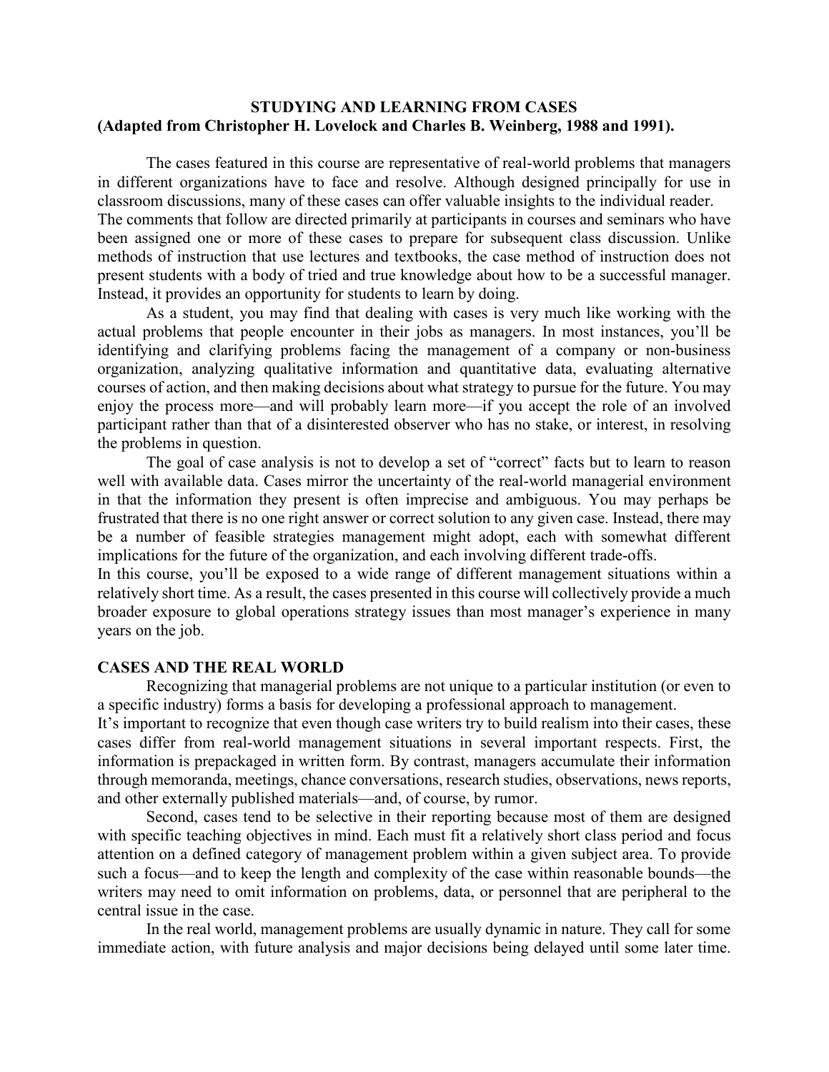# STUDYING AND LEARNING FROM CASES
## (Adapted from Christopher H. Lovelock and Charles B. Weinberg, 1988 and 1991).

The cases featured in this course are representative of real-world problems that managers in different organizations have to face and resolve. Although designed principally for use in classroom discussions, many of these cases can offer valuable insights to the individual reader.

The comments that follow are directed primarily at participants in courses and seminars who have been assigned one or more of these cases to prepare for subsequent class discussion. Unlike methods of instruction that use lectures and textbooks, the case method of instruction does not present students with a body of tried and true knowledge about how to be a successful manager. Instead, it provides an opportunity for students to learn by doing.

As a student, you may find that dealing with cases is very much like working with the actual problems that people encounter in their jobs as managers. In most instances, you'll be identifying and clarifying problems facing the management of a company or non-business organization, analyzing qualitative information and quantitative data, evaluating alternative courses of action, and then making decisions about what strategy to pursue for the future. You may enjoy the process more—and will probably learn more—if you accept the role of an involved participant rather than that of a disinterested observer who has no stake, or interest, in resolving the problems in question.

The goal of case analysis is not to develop a set of "correct" facts but to learn to reason well with available data. Cases mirror the uncertainty of the real-world managerial environment in that the information they present is often imprecise and ambiguous. You may perhaps be frustrated that there is no one right answer or correct solution to any given case. Instead, there may be a number of feasible strategies management might adopt, each with somewhat different implications for the future of the organization, and each involving different trade-offs.

In this course, you'll be exposed to a wide range of different management situations within a relatively short time. As a result, the cases presented in this course will collectively provide a much broader exposure to global operations strategy issues than most manager's experience in many years on the job.

## CASES AND THE REAL WORLD

Recognizing that managerial problems are not unique to a particular institution (or even to a specific industry) forms a basis for developing a professional approach to management.

It's important to recognize that even though case writers try to build realism into their cases, these cases differ from real-world management situations in several important respects. First, the information is prepackaged in written form. By contrast, managers accumulate their information through memoranda, meetings, chance conversations, research studies, observations, news reports, and other externally published materials—and, of course, by rumor.

Second, cases tend to be selective in their reporting because most of them are designed with specific teaching objectives in mind. Each must fit a relatively short class period and focus attention on a defined category of management problem within a given subject area. To provide such a focus—and to keep the length and complexity of the case within reasonable bounds—the writers may need to omit information on problems, data, or personnel that are peripheral to the central issue in the case.

In the real world, management problems are usually dynamic in nature. They call for some immediate action, with future analysis and major decisions being delayed until some later time.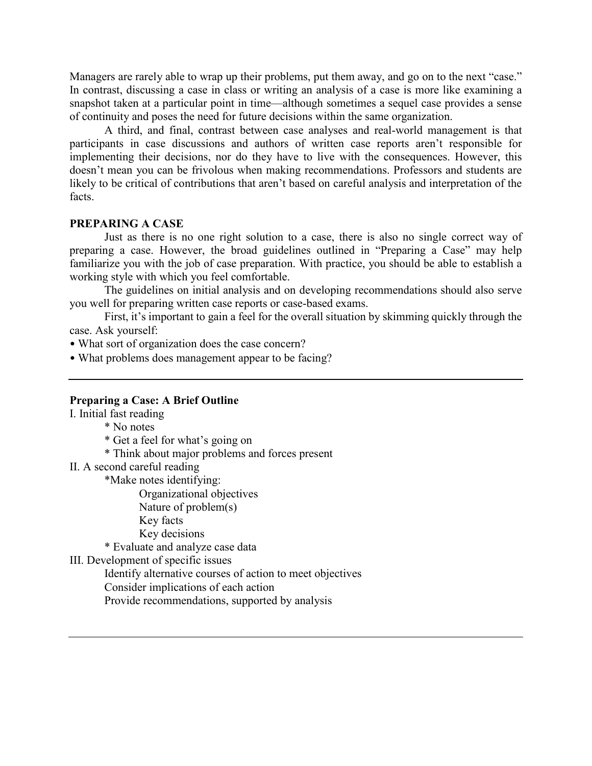Managers are rarely able to wrap up their problems, put them away, and go on to the next "case." In contrast, discussing a case in class or writing an analysis of a case is more like examining a snapshot taken at a particular point in time—although sometimes a sequel case provides a sense of continuity and poses the need for future decisions within the same organization.

A third, and final, contrast between case analyses and real-world management is that participants in case discussions and authors of written case reports aren't responsible for implementing their decisions, nor do they have to live with the consequences. However, this doesn't mean you can be frivolous when making recommendations. Professors and students are likely to be critical of contributions that aren't based on careful analysis and interpretation of the facts.

## PREPARING A CASE

Just as there is no one right solution to a case, there is also no single correct way of preparing a case. However, the broad guidelines outlined in "Preparing a Case" may help familiarize you with the job of case preparation. With practice, you should be able to establish a working style with which you feel comfortable.

The guidelines on initial analysis and on developing recommendations should also serve you well for preparing written case reports or case-based exams.

First, it's important to gain a feel for the overall situation by skimming quickly through the case. Ask yourself:

- What sort of organization does the case concern?
- What problems does management appear to be facing?

---

**Preparing a Case: A Brief Outline**

I. Initial fast reading
- No notes
- Get a feel for what's going on
- Think about major problems and forces present

II. A second careful reading
- Make notes identifying:
  - Organizational objectives
  - Nature of problem(s)
  - Key facts
  - Key decisions
- Evaluate and analyze case data

III. Development of specific issues
- Identify alternative courses of action to meet objectives
- Consider implications of each action
- Provide recommendations, supported by analysis

---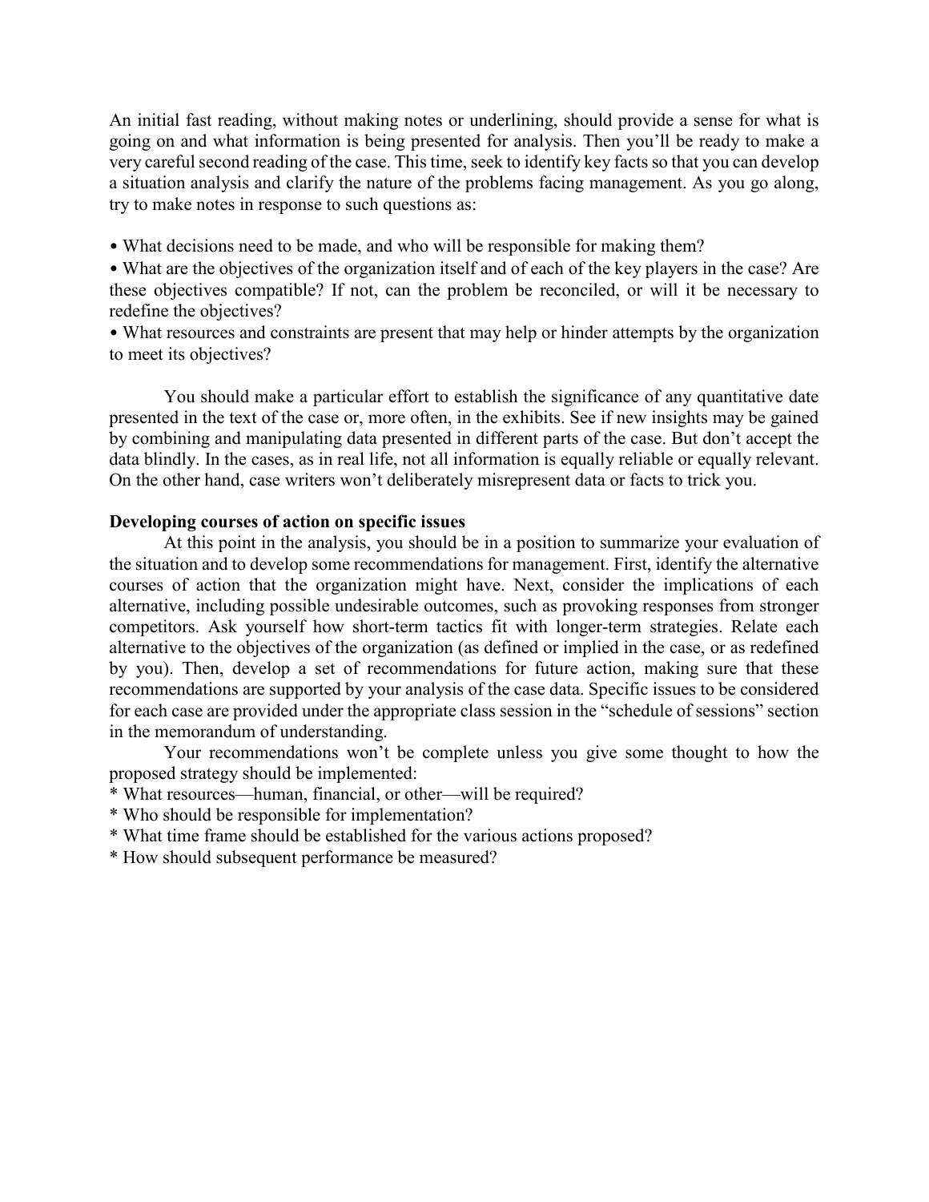An initial fast reading, without making notes or underlining, should provide a sense for what is going on and what information is being presented for analysis. Then you'll be ready to make a very careful second reading of the case. This time, seek to identify key facts so that you can develop a situation analysis and clarify the nature of the problems facing management. As you go along, try to make notes in response to such questions as:

- What decisions need to be made, and who will be responsible for making them?
- What are the objectives of the organization itself and of each of the key players in the case? Are these objectives compatible? If not, can the problem be reconciled, or will it be necessary to redefine the objectives?
- What resources and constraints are present that may help or hinder attempts by the organization to meet its objectives?

You should make a particular effort to establish the significance of any quantitative date presented in the text of the case or, more often, in the exhibits. See if new insights may be gained by combining and manipulating data presented in different parts of the case. But don't accept the data blindly. In the cases, as in real life, not all information is equally reliable or equally relevant. On the other hand, case writers won't deliberately misrepresent data or facts to trick you.

**Developing courses of action on specific issues**

At this point in the analysis, you should be in a position to summarize your evaluation of the situation and to develop some recommendations for management. First, identify the alternative courses of action that the organization might have. Next, consider the implications of each alternative, including possible undesirable outcomes, such as provoking responses from stronger competitors. Ask yourself how short-term tactics fit with longer-term strategies. Relate each alternative to the objectives of the organization (as defined or implied in the case, or as redefined by you). Then, develop a set of recommendations for future action, making sure that these recommendations are supported by your analysis of the case data. Specific issues to be considered for each case are provided under the appropriate class session in the "schedule of sessions" section in the memorandum of understanding.

Your recommendations won't be complete unless you give some thought to how the proposed strategy should be implemented:

* What resources—human, financial, or other—will be required?
* Who should be responsible for implementation?
* What time frame should be established for the various actions proposed?
* How should subsequent performance be measured?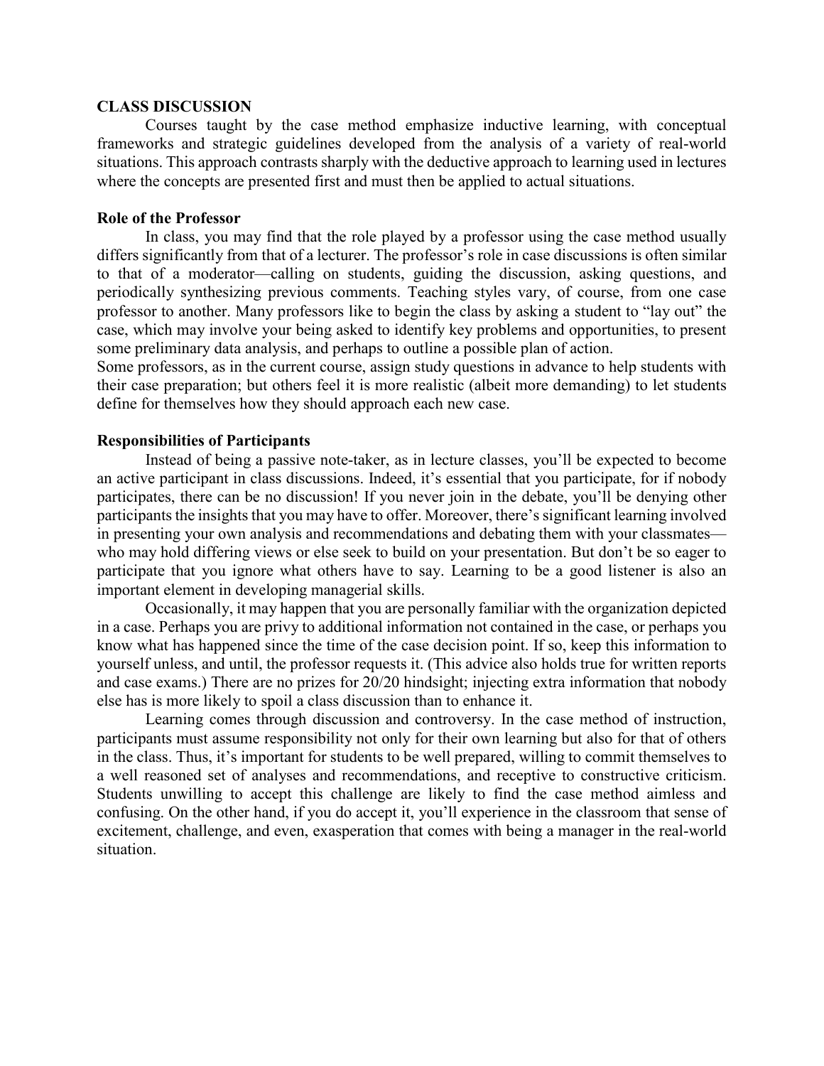## CLASS DISCUSSION

Courses taught by the case method emphasize inductive learning, with conceptual frameworks and strategic guidelines developed from the analysis of a variety of real-world situations. This approach contrasts sharply with the deductive approach to learning used in lectures where the concepts are presented first and must then be applied to actual situations.

### Role of the Professor

In class, you may find that the role played by a professor using the case method usually differs significantly from that of a lecturer. The professor's role in case discussions is often similar to that of a moderator—calling on students, guiding the discussion, asking questions, and periodically synthesizing previous comments. Teaching styles vary, of course, from one case professor to another. Many professors like to begin the class by asking a student to "lay out" the case, which may involve your being asked to identify key problems and opportunities, to present some preliminary data analysis, and perhaps to outline a possible plan of action.

Some professors, as in the current course, assign study questions in advance to help students with their case preparation; but others feel it is more realistic (albeit more demanding) to let students define for themselves how they should approach each new case.

### Responsibilities of Participants

Instead of being a passive note-taker, as in lecture classes, you'll be expected to become an active participant in class discussions. Indeed, it's essential that you participate, for if nobody participates, there can be no discussion! If you never join in the debate, you'll be denying other participants the insights that you may have to offer. Moreover, there's significant learning involved in presenting your own analysis and recommendations and debating them with your classmates—who may hold differing views or else seek to build on your presentation. But don't be so eager to participate that you ignore what others have to say. Learning to be a good listener is also an important element in developing managerial skills.

Occasionally, it may happen that you are personally familiar with the organization depicted in a case. Perhaps you are privy to additional information not contained in the case, or perhaps you know what has happened since the time of the case decision point. If so, keep this information to yourself unless, and until, the professor requests it. (This advice also holds true for written reports and case exams.) There are no prizes for 20/20 hindsight; injecting extra information that nobody else has is more likely to spoil a class discussion than to enhance it.

Learning comes through discussion and controversy. In the case method of instruction, participants must assume responsibility not only for their own learning but also for that of others in the class. Thus, it's important for students to be well prepared, willing to commit themselves to a well reasoned set of analyses and recommendations, and receptive to constructive criticism. Students unwilling to accept this challenge are likely to find the case method aimless and confusing. On the other hand, if you do accept it, you'll experience in the classroom that sense of excitement, challenge, and even, exasperation that comes with being a manager in the real-world situation.